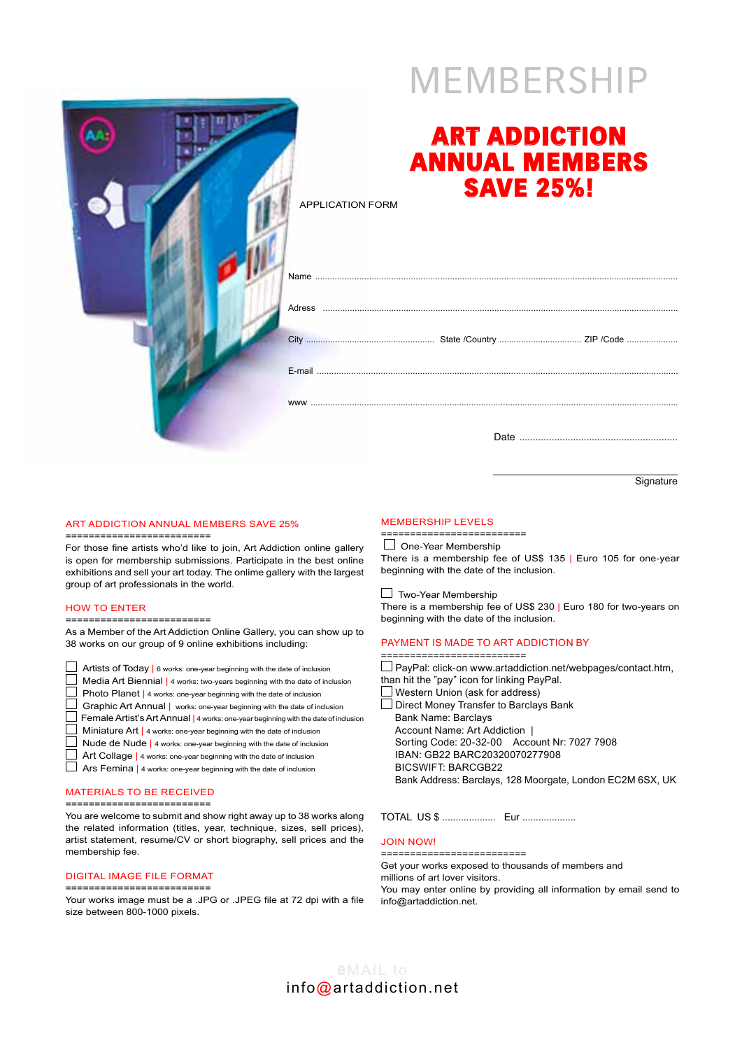# MEMBERSHIP

## ART ADDICTION ANNUAL MEMBERS SAVE 25%!

APPLICATION FORM

Name ..................................................................................................................................................

Adress ..................................................................................................................................................

City .................................................... State /Country .................................. ZIP /Code .....................

E-mail ..................................................................................................................................................

www ..................................................................................................................................................

Date ...........................................................

Signature

### ART ADDICTION ANNUAL MEMBERS SAVE 25%

=========================

For those fine artists who'd like to join, Art Addiction online gallery is open for membership submissions. Participate in the best online exhibitions and sell your art today. The onlime gallery with the largest group of art professionals in the world.

### HOW TO ENTER

=========================

As a Member of the Art Addiction Online Gallery, you can show up to 38 works on our group of 9 online exhibitions including:

- ☐ Artists of Today | 6 works: one-year beginning with the date of inclusion
- ☐ Media Art Biennial | 4 works: two-years beginning with the date of inclusion
- ☐ Photo Planet | 4 works: one-year beginning with the date of inclusion
- ☐ Graphic Art Annual | works: one-year beginning with the date of inclusion
- ☐ Female Artist's Art Annual | 4 works: one-year beginning with the date of inclusion
- ☐ Miniature Art | 4 works: one-year beginning with the date of inclusion
- ☐ Nude de Nude | 4 works: one-year beginning with the date of inclusion
- ☐ Art Collage | 4 works: one-year beginning with the date of inclusion
- ☐ Ars Femina | 4 works: one-year beginning with the date of inclusion

### MATERIALS TO BE RECEIVED

=========================

You are welcome to submit and show right away up to 38 works along the related information (titles, year, technique, sizes, sell prices), artist statement, resume/CV or short biography, sell prices and the membership fee.

### DIGITAL IMAGE FILE FORMAT

=========================

Your works image must be a .JPG or .JPEG file at 72 dpi with a file size between 800-1000 pixels.

### MEMBERSHIP LEVELS

=========================

☐ One-Year Membership
There is a membership fee of US$ 135 | Euro 105 for one-year beginning with the date of the inclusion.

☐ Two-Year Membership
There is a membership fee of US$ 230 | Euro 180 for two-years on beginning with the date of the inclusion.

### PAYMENT IS MADE TO ART ADDICTION BY

=========================

☐ PayPal: click-on www.artaddiction.net/webpages/contact.htm, than hit the "pay" icon for linking PayPal.
☐ Western Union (ask for address)
☐ Direct Money Transfer to Barclays Bank
Bank Name: Barclays
Account Name: Art Addiction |
Sorting Code: 20-32-00 Account Nr: 7027 7908
IBAN: GB22 BARC20320070277908
BICSWIFT: BARCGB22
Bank Address: Barclays, 128 Moorgate, London EC2M 6SX, UK

TOTAL US $ .................... Eur ....................

### JOIN NOW!

=========================

Get your works exposed to thousands of members and millions of art lover visitors.
You may enter online by providing all information by email send to info@artaddiction.net.

eMAIL to
info@artaddiction.net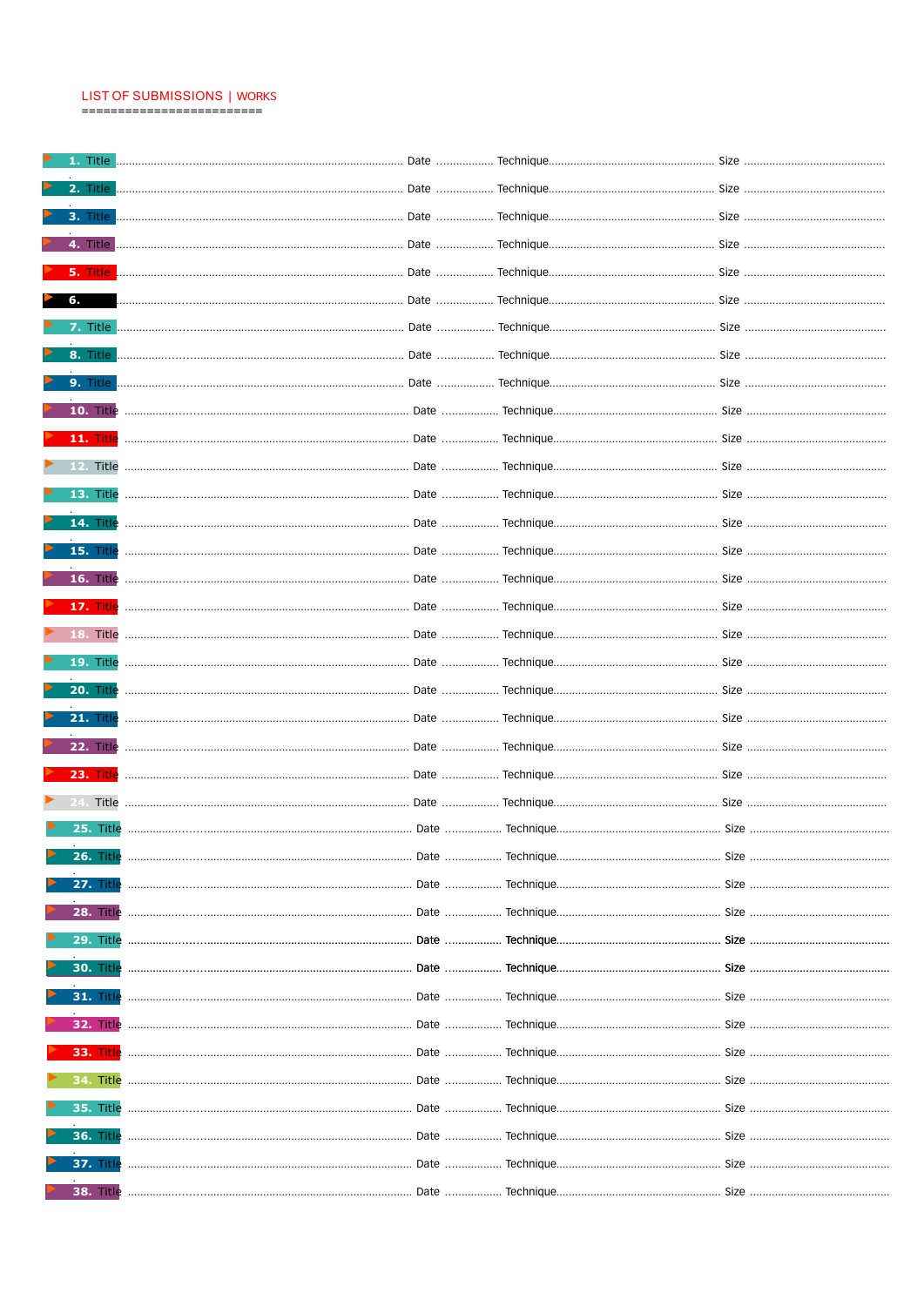LIST OF SUBMISSIONS | WORKS

=========================

1. Title ........................................................................................ Date .................. Technique...................................................... Size ..............................................

2. Title ........................................................................................ Date .................. Technique...................................................... Size ..............................................

3. Title ........................................................................................ Date .................. Technique...................................................... Size ..............................................

4. Title ........................................................................................ Date .................. Technique...................................................... Size ..............................................

5. Title ........................................................................................ Date .................. Technique...................................................... Size ..............................................

6. ........................................................................................ Date .................. Technique...................................................... Size ..............................................

7. Title ........................................................................................ Date .................. Technique...................................................... Size ..............................................

8. Title ........................................................................................ Date .................. Technique...................................................... Size ..............................................

9. Title ........................................................................................ Date .................. Technique...................................................... Size ..............................................

10. Title ........................................................................................ Date .................. Technique...................................................... Size ..............................................

11. Title ........................................................................................ Date .................. Technique...................................................... Size ..............................................

12. Title ........................................................................................ Date .................. Technique...................................................... Size ..............................................

13. Title ........................................................................................ Date .................. Technique...................................................... Size ..............................................

14. Title ........................................................................................ Date .................. Technique...................................................... Size ..............................................

15. Title ........................................................................................ Date .................. Technique...................................................... Size ..............................................

16. Title ........................................................................................ Date .................. Technique...................................................... Size ..............................................

17. Title ........................................................................................ Date .................. Technique...................................................... Size ..............................................

18. Title ........................................................................................ Date .................. Technique...................................................... Size ..............................................

19. Title ........................................................................................ Date .................. Technique...................................................... Size ..............................................

20. Title ........................................................................................ Date .................. Technique...................................................... Size ..............................................

21. Title ........................................................................................ Date .................. Technique...................................................... Size ..............................................

22. Title ........................................................................................ Date .................. Technique...................................................... Size ..............................................

23. Title ........................................................................................ Date .................. Technique...................................................... Size ..............................................

24. Title ........................................................................................ Date .................. Technique...................................................... Size ..............................................

25. Title ........................................................................................ Date .................. Technique...................................................... Size ..............................................

26. Title ........................................................................................ Date .................. Technique...................................................... Size ..............................................

27. Title ........................................................................................ Date .................. Technique...................................................... Size ..............................................

28. Title ........................................................................................ Date .................. Technique...................................................... Size ..............................................

29. Title ........................................................................................ Date .................. Technique...................................................... Size ..............................................

30. Title ........................................................................................ Date .................. Technique...................................................... Size ..............................................

31. Title ........................................................................................ Date .................. Technique...................................................... Size ..............................................

32. Title ........................................................................................ Date .................. Technique...................................................... Size ..............................................

33. Title ........................................................................................ Date .................. Technique...................................................... Size ..............................................

34. Title ........................................................................................ Date .................. Technique...................................................... Size ..............................................

35. Title ........................................................................................ Date .................. Technique...................................................... Size ..............................................

36. Title ........................................................................................ Date .................. Technique...................................................... Size ..............................................

37. Title ........................................................................................ Date .................. Technique...................................................... Size ..............................................

38. Title ........................................................................................ Date .................. Technique...................................................... Size ..............................................